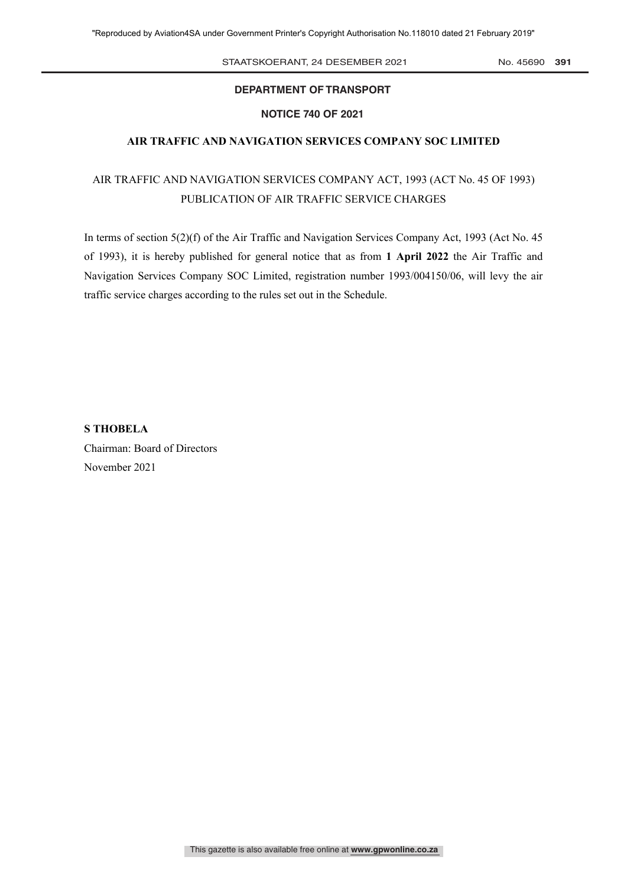**DEPARTMENT OF TRANSPORT**

**NOTICE 740 OF 2021**

**AIR TRAFFIC AND NAVIGATION SERVICES COMPANY SOC LIMITED**

AIR TRAFFIC AND NAVIGATION SERVICES COMPANY ACT, 1993 (ACT No. 45 OF 1993)
PUBLICATION OF AIR TRAFFIC SERVICE CHARGES

In terms of section 5(2)(f) of the Air Traffic and Navigation Services Company Act, 1993 (Act No. 45 of 1993), it is hereby published for general notice that as from **1 April 2022** the Air Traffic and Navigation Services Company SOC Limited, registration number 1993/004150/06, will levy the air traffic service charges according to the rules set out in the Schedule.

**S THOBELA**
Chairman: Board of Directors
November 2021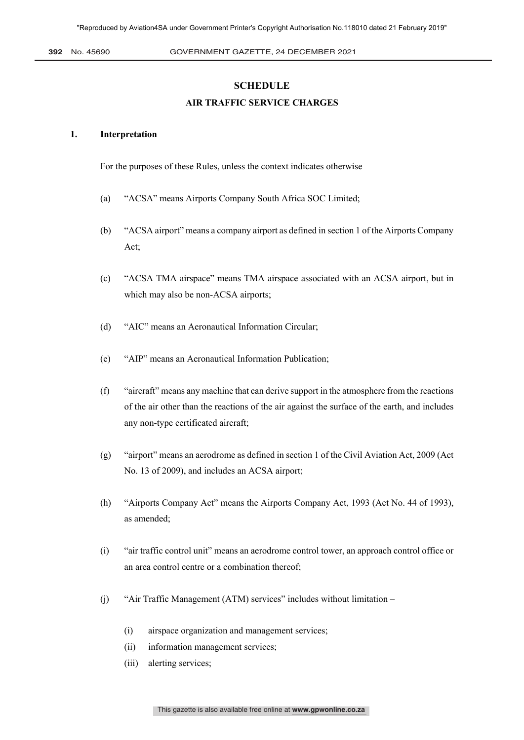## SCHEDULE

## AIR TRAFFIC SERVICE CHARGES

**1. Interpretation**

For the purposes of these Rules, unless the context indicates otherwise –

(a) "ACSA" means Airports Company South Africa SOC Limited;

(b) "ACSA airport" means a company airport as defined in section 1 of the Airports Company Act;

(c) "ACSA TMA airspace" means TMA airspace associated with an ACSA airport, but in which may also be non-ACSA airports;

(d) "AIC" means an Aeronautical Information Circular;

(e) "AIP" means an Aeronautical Information Publication;

(f) "aircraft" means any machine that can derive support in the atmosphere from the reactions of the air other than the reactions of the air against the surface of the earth, and includes any non-type certificated aircraft;

(g) "airport" means an aerodrome as defined in section 1 of the Civil Aviation Act, 2009 (Act No. 13 of 2009), and includes an ACSA airport;

(h) "Airports Company Act" means the Airports Company Act, 1993 (Act No. 44 of 1993), as amended;

(i) "air traffic control unit" means an aerodrome control tower, an approach control office or an area control centre or a combination thereof;

(j) "Air Traffic Management (ATM) services" includes without limitation –

  (i) airspace organization and management services;
  (ii) information management services;
  (iii) alerting services;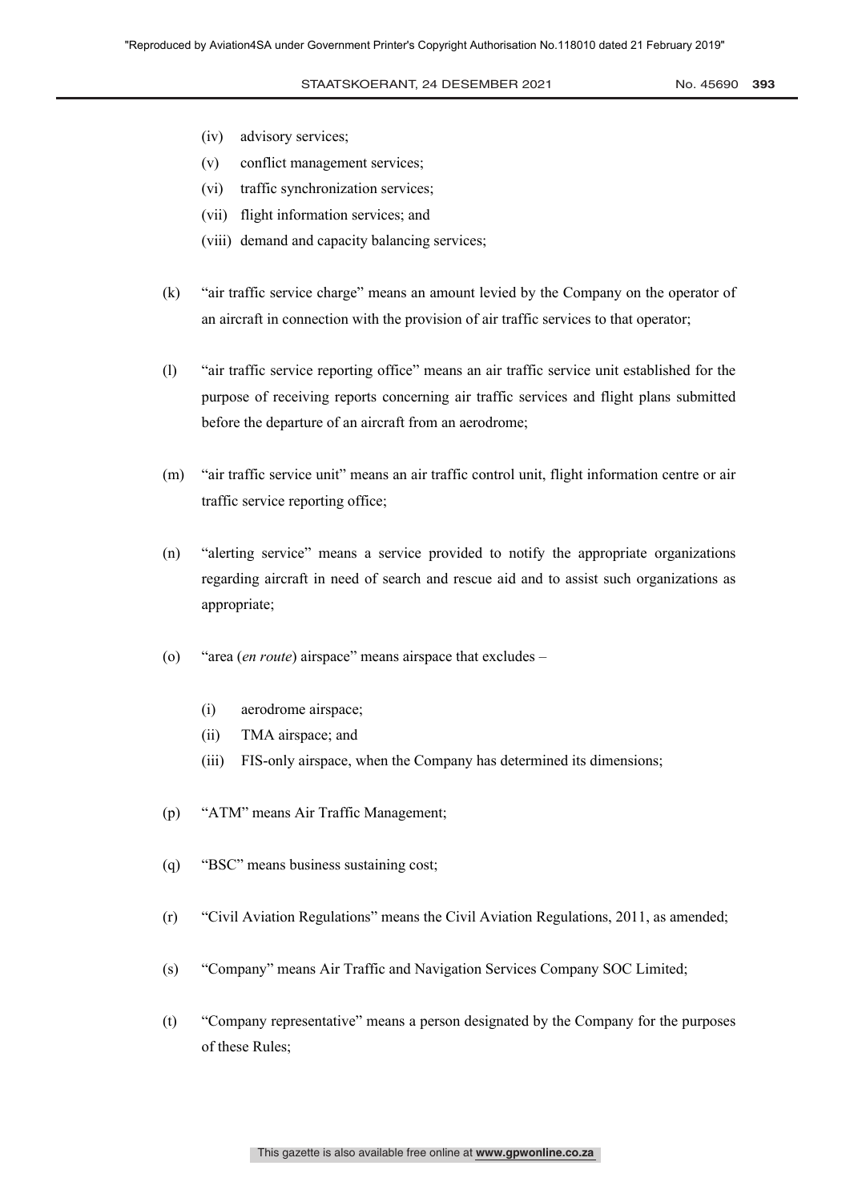(iv) advisory services;

(v) conflict management services;

(vi) traffic synchronization services;

(vii) flight information services; and

(viii) demand and capacity balancing services;

(k) "air traffic service charge" means an amount levied by the Company on the operator of an aircraft in connection with the provision of air traffic services to that operator;

(l) "air traffic service reporting office" means an air traffic service unit established for the purpose of receiving reports concerning air traffic services and flight plans submitted before the departure of an aircraft from an aerodrome;

(m) "air traffic service unit" means an air traffic control unit, flight information centre or air traffic service reporting office;

(n) "alerting service" means a service provided to notify the appropriate organizations regarding aircraft in need of search and rescue aid and to assist such organizations as appropriate;

(o) "area (*en route*) airspace" means airspace that excludes –

(i) aerodrome airspace;

(ii) TMA airspace; and

(iii) FIS-only airspace, when the Company has determined its dimensions;

(p) "ATM" means Air Traffic Management;

(q) "BSC" means business sustaining cost;

(r) "Civil Aviation Regulations" means the Civil Aviation Regulations, 2011, as amended;

(s) "Company" means Air Traffic and Navigation Services Company SOC Limited;

(t) "Company representative" means a person designated by the Company for the purposes of these Rules;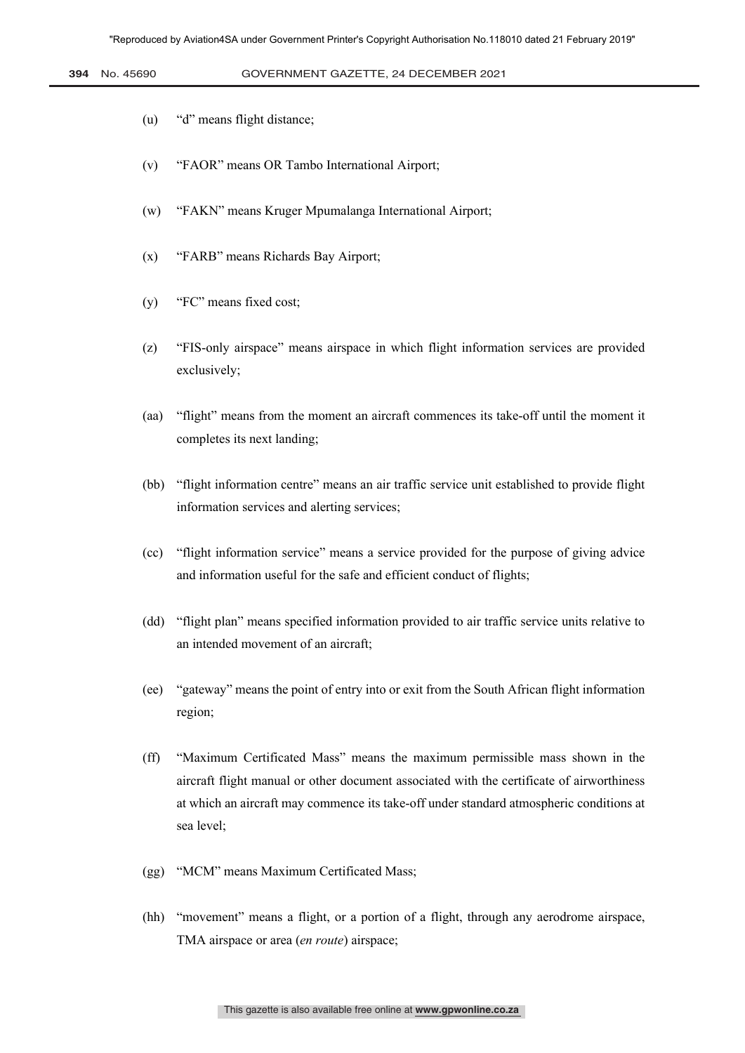(u) "d" means flight distance;

(v) "FAOR" means OR Tambo International Airport;

(w) "FAKN" means Kruger Mpumalanga International Airport;

(x) "FARB" means Richards Bay Airport;

(y) "FC" means fixed cost;

(z) "FIS-only airspace" means airspace in which flight information services are provided exclusively;

(aa) "flight" means from the moment an aircraft commences its take-off until the moment it completes its next landing;

(bb) "flight information centre" means an air traffic service unit established to provide flight information services and alerting services;

(cc) "flight information service" means a service provided for the purpose of giving advice and information useful for the safe and efficient conduct of flights;

(dd) "flight plan" means specified information provided to air traffic service units relative to an intended movement of an aircraft;

(ee) "gateway" means the point of entry into or exit from the South African flight information region;

(ff) "Maximum Certificated Mass" means the maximum permissible mass shown in the aircraft flight manual or other document associated with the certificate of airworthiness at which an aircraft may commence its take-off under standard atmospheric conditions at sea level;

(gg) "MCM" means Maximum Certificated Mass;

(hh) "movement" means a flight, or a portion of a flight, through any aerodrome airspace, TMA airspace or area (*en route*) airspace;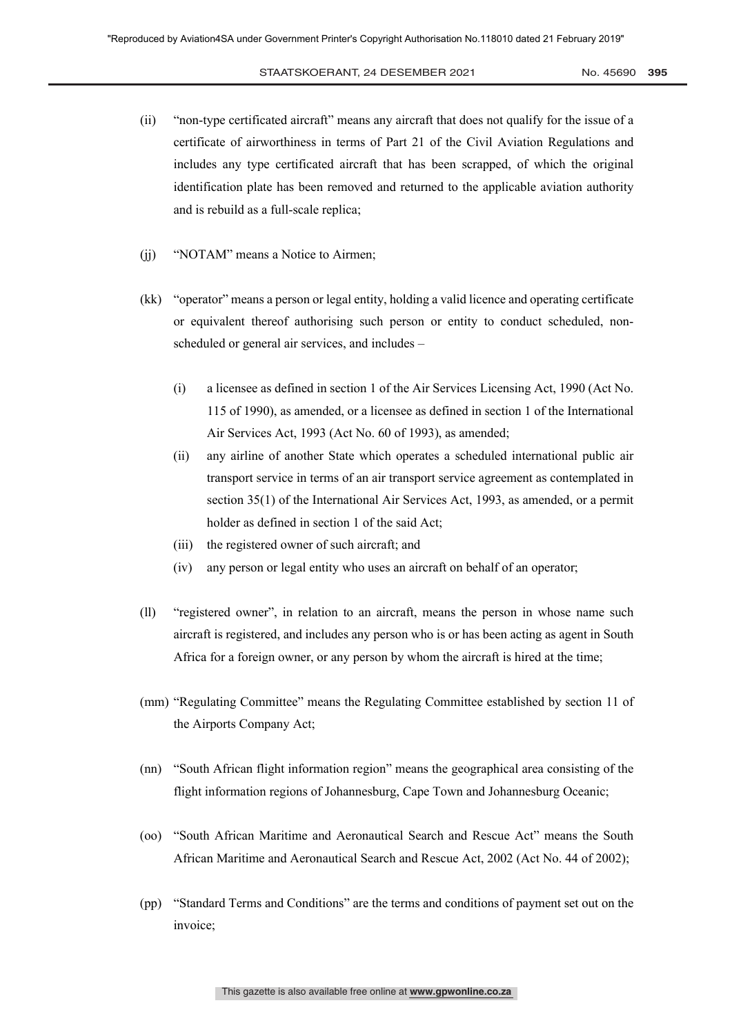(ii) "non-type certificated aircraft" means any aircraft that does not qualify for the issue of a certificate of airworthiness in terms of Part 21 of the Civil Aviation Regulations and includes any type certificated aircraft that has been scrapped, of which the original identification plate has been removed and returned to the applicable aviation authority and is rebuild as a full-scale replica;

(jj) "NOTAM" means a Notice to Airmen;

(kk) "operator" means a person or legal entity, holding a valid licence and operating certificate or equivalent thereof authorising such person or entity to conduct scheduled, non-scheduled or general air services, and includes –

(i) a licensee as defined in section 1 of the Air Services Licensing Act, 1990 (Act No. 115 of 1990), as amended, or a licensee as defined in section 1 of the International Air Services Act, 1993 (Act No. 60 of 1993), as amended;

(ii) any airline of another State which operates a scheduled international public air transport service in terms of an air transport service agreement as contemplated in section 35(1) of the International Air Services Act, 1993, as amended, or a permit holder as defined in section 1 of the said Act;

(iii) the registered owner of such aircraft; and

(iv) any person or legal entity who uses an aircraft on behalf of an operator;

(ll) "registered owner", in relation to an aircraft, means the person in whose name such aircraft is registered, and includes any person who is or has been acting as agent in South Africa for a foreign owner, or any person by whom the aircraft is hired at the time;

(mm) "Regulating Committee" means the Regulating Committee established by section 11 of the Airports Company Act;

(nn) "South African flight information region" means the geographical area consisting of the flight information regions of Johannesburg, Cape Town and Johannesburg Oceanic;

(oo) "South African Maritime and Aeronautical Search and Rescue Act" means the South African Maritime and Aeronautical Search and Rescue Act, 2002 (Act No. 44 of 2002);

(pp) "Standard Terms and Conditions" are the terms and conditions of payment set out on the invoice;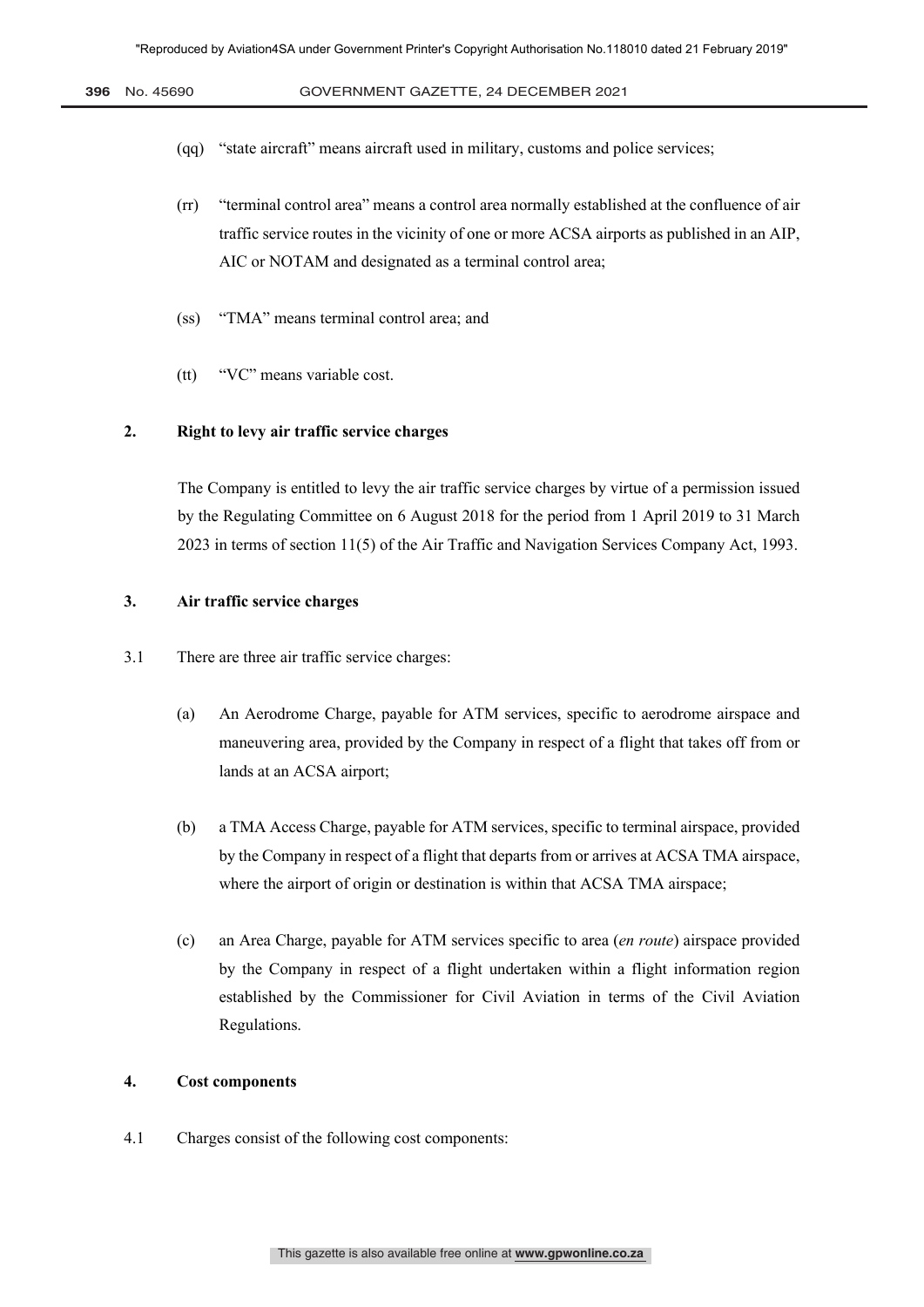(qq) "state aircraft" means aircraft used in military, customs and police services;

(rr) "terminal control area" means a control area normally established at the confluence of air traffic service routes in the vicinity of one or more ACSA airports as published in an AIP, AIC or NOTAM and designated as a terminal control area;

(ss) "TMA" means terminal control area; and

(tt) "VC" means variable cost.

**2. Right to levy air traffic service charges**

The Company is entitled to levy the air traffic service charges by virtue of a permission issued by the Regulating Committee on 6 August 2018 for the period from 1 April 2019 to 31 March 2023 in terms of section 11(5) of the Air Traffic and Navigation Services Company Act, 1993.

**3. Air traffic service charges**

3.1 There are three air traffic service charges:

(a) An Aerodrome Charge, payable for ATM services, specific to aerodrome airspace and maneuvering area, provided by the Company in respect of a flight that takes off from or lands at an ACSA airport;

(b) a TMA Access Charge, payable for ATM services, specific to terminal airspace, provided by the Company in respect of a flight that departs from or arrives at ACSA TMA airspace, where the airport of origin or destination is within that ACSA TMA airspace;

(c) an Area Charge, payable for ATM services specific to area (*en route*) airspace provided by the Company in respect of a flight undertaken within a flight information region established by the Commissioner for Civil Aviation in terms of the Civil Aviation Regulations.

**4. Cost components**

4.1 Charges consist of the following cost components: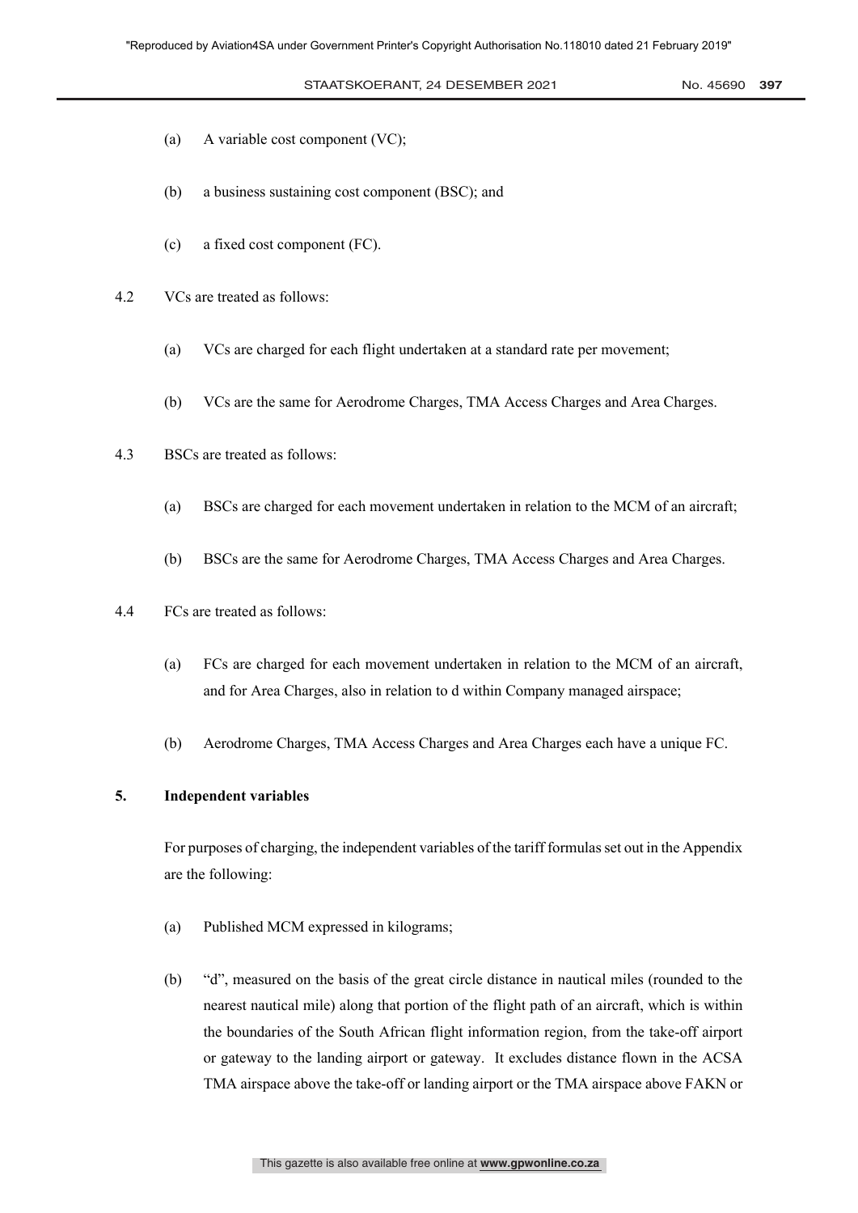(a) A variable cost component (VC);

(b) a business sustaining cost component (BSC); and

(c) a fixed cost component (FC).

4.2 VCs are treated as follows:

(a) VCs are charged for each flight undertaken at a standard rate per movement;

(b) VCs are the same for Aerodrome Charges, TMA Access Charges and Area Charges.

4.3 BSCs are treated as follows:

(a) BSCs are charged for each movement undertaken in relation to the MCM of an aircraft;

(b) BSCs are the same for Aerodrome Charges, TMA Access Charges and Area Charges.

4.4 FCs are treated as follows:

(a) FCs are charged for each movement undertaken in relation to the MCM of an aircraft, and for Area Charges, also in relation to d within Company managed airspace;

(b) Aerodrome Charges, TMA Access Charges and Area Charges each have a unique FC.

**5. Independent variables**

For purposes of charging, the independent variables of the tariff formulas set out in the Appendix are the following:

(a) Published MCM expressed in kilograms;

(b) "d", measured on the basis of the great circle distance in nautical miles (rounded to the nearest nautical mile) along that portion of the flight path of an aircraft, which is within the boundaries of the South African flight information region, from the take-off airport or gateway to the landing airport or gateway. It excludes distance flown in the ACSA TMA airspace above the take-off or landing airport or the TMA airspace above FAKN or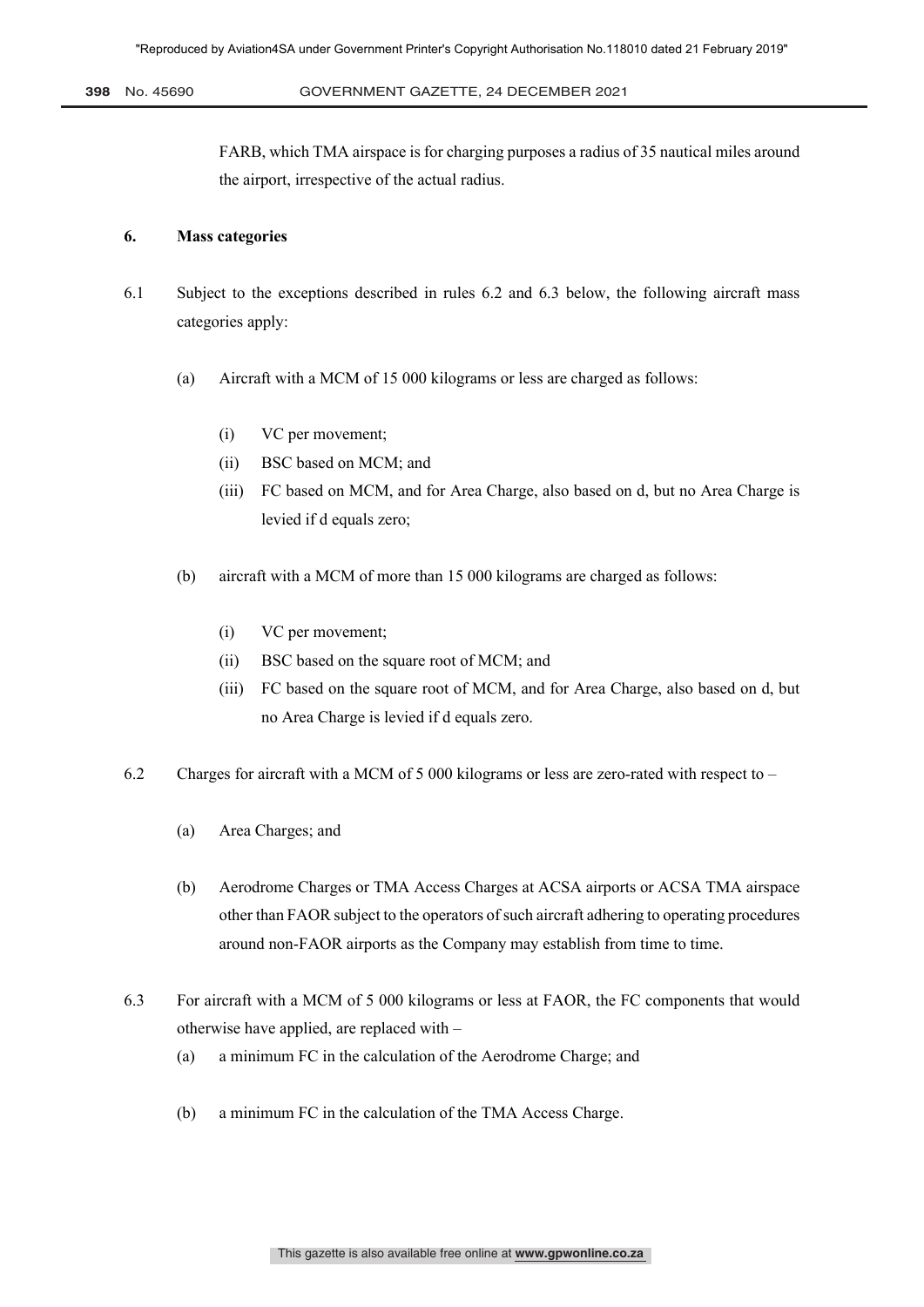FARB, which TMA airspace is for charging purposes a radius of 35 nautical miles around the airport, irrespective of the actual radius.

## 6. Mass categories

6.1 Subject to the exceptions described in rules 6.2 and 6.3 below, the following aircraft mass categories apply:

(a) Aircraft with a MCM of 15 000 kilograms or less are charged as follows:

(i) VC per movement;

(ii) BSC based on MCM; and

(iii) FC based on MCM, and for Area Charge, also based on d, but no Area Charge is levied if d equals zero;

(b) aircraft with a MCM of more than 15 000 kilograms are charged as follows:

(i) VC per movement;

(ii) BSC based on the square root of MCM; and

(iii) FC based on the square root of MCM, and for Area Charge, also based on d, but no Area Charge is levied if d equals zero.

6.2 Charges for aircraft with a MCM of 5 000 kilograms or less are zero-rated with respect to –

(a) Area Charges; and

(b) Aerodrome Charges or TMA Access Charges at ACSA airports or ACSA TMA airspace other than FAOR subject to the operators of such aircraft adhering to operating procedures around non-FAOR airports as the Company may establish from time to time.

6.3 For aircraft with a MCM of 5 000 kilograms or less at FAOR, the FC components that would otherwise have applied, are replaced with –

(a) a minimum FC in the calculation of the Aerodrome Charge; and

(b) a minimum FC in the calculation of the TMA Access Charge.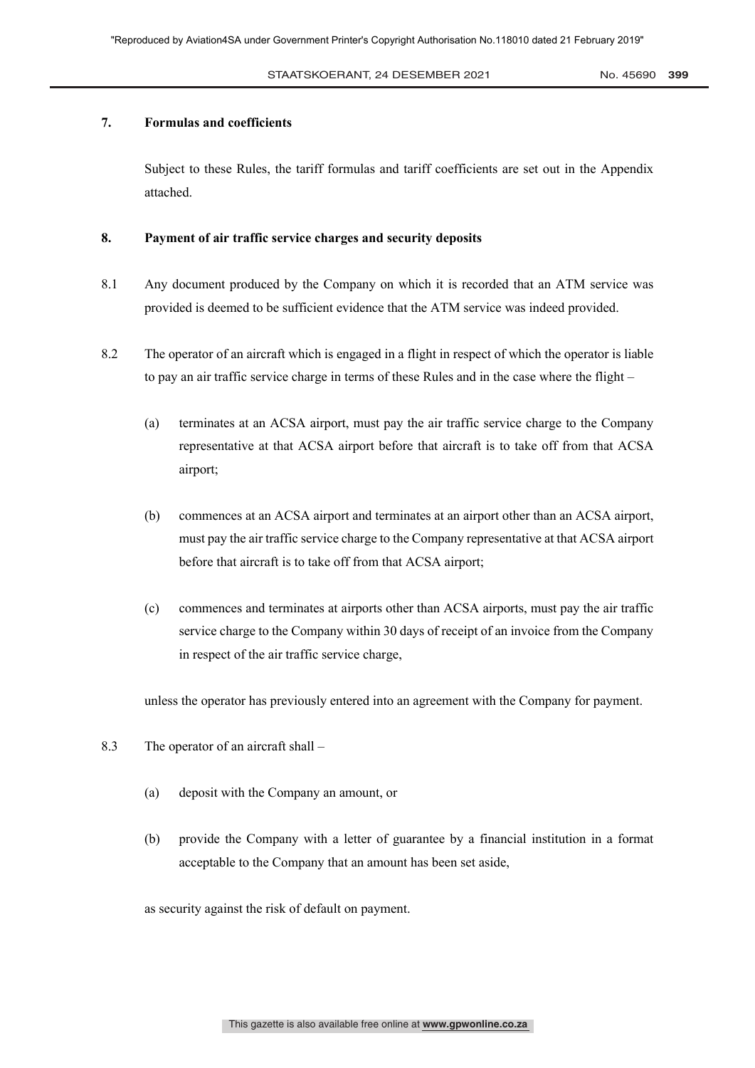## 7. Formulas and coefficients

Subject to these Rules, the tariff formulas and tariff coefficients are set out in the Appendix attached.

## 8. Payment of air traffic service charges and security deposits

8.1 Any document produced by the Company on which it is recorded that an ATM service was provided is deemed to be sufficient evidence that the ATM service was indeed provided.

8.2 The operator of an aircraft which is engaged in a flight in respect of which the operator is liable to pay an air traffic service charge in terms of these Rules and in the case where the flight –

(a) terminates at an ACSA airport, must pay the air traffic service charge to the Company representative at that ACSA airport before that aircraft is to take off from that ACSA airport;

(b) commences at an ACSA airport and terminates at an airport other than an ACSA airport, must pay the air traffic service charge to the Company representative at that ACSA airport before that aircraft is to take off from that ACSA airport;

(c) commences and terminates at airports other than ACSA airports, must pay the air traffic service charge to the Company within 30 days of receipt of an invoice from the Company in respect of the air traffic service charge,

unless the operator has previously entered into an agreement with the Company for payment.

8.3 The operator of an aircraft shall –

(a) deposit with the Company an amount, or

(b) provide the Company with a letter of guarantee by a financial institution in a format acceptable to the Company that an amount has been set aside,

as security against the risk of default on payment.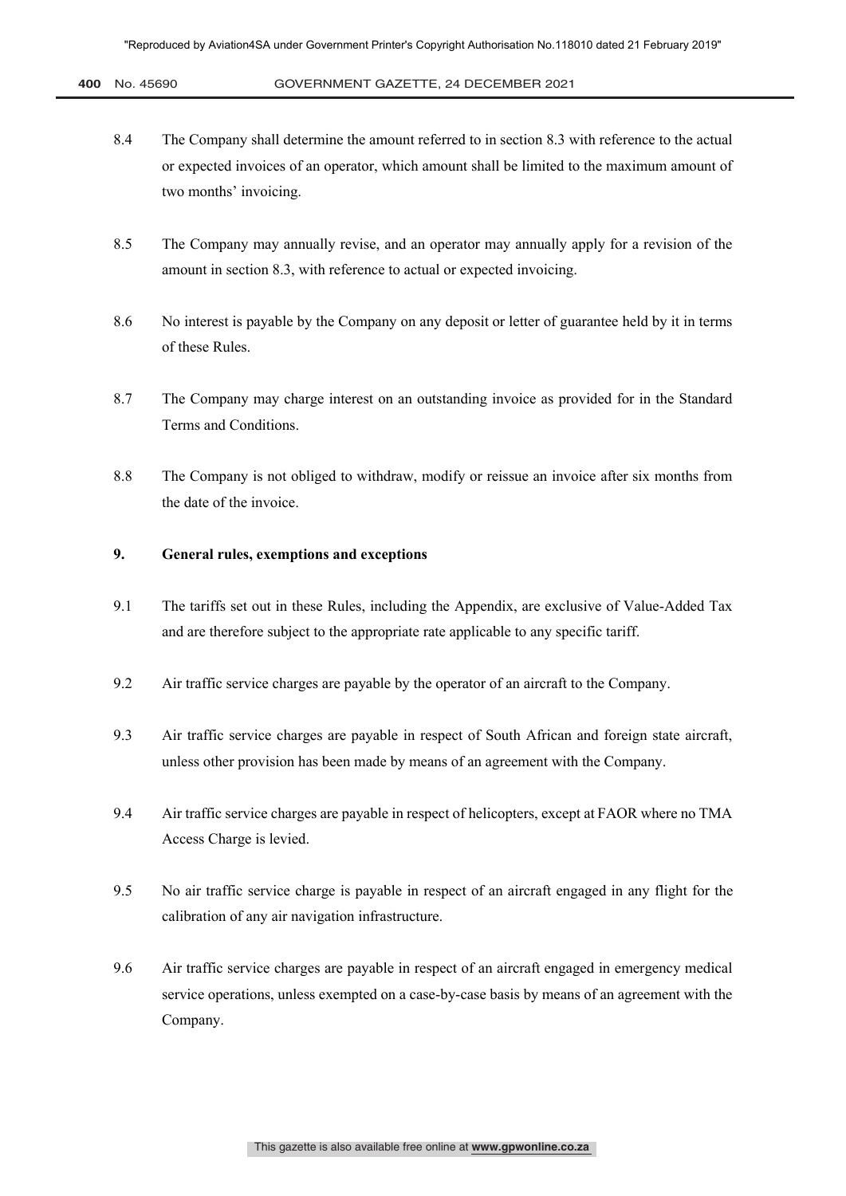8.4 The Company shall determine the amount referred to in section 8.3 with reference to the actual or expected invoices of an operator, which amount shall be limited to the maximum amount of two months' invoicing.

8.5 The Company may annually revise, and an operator may annually apply for a revision of the amount in section 8.3, with reference to actual or expected invoicing.

8.6 No interest is payable by the Company on any deposit or letter of guarantee held by it in terms of these Rules.

8.7 The Company may charge interest on an outstanding invoice as provided for in the Standard Terms and Conditions.

8.8 The Company is not obliged to withdraw, modify or reissue an invoice after six months from the date of the invoice.

## 9. General rules, exemptions and exceptions

9.1 The tariffs set out in these Rules, including the Appendix, are exclusive of Value-Added Tax and are therefore subject to the appropriate rate applicable to any specific tariff.

9.2 Air traffic service charges are payable by the operator of an aircraft to the Company.

9.3 Air traffic service charges are payable in respect of South African and foreign state aircraft, unless other provision has been made by means of an agreement with the Company.

9.4 Air traffic service charges are payable in respect of helicopters, except at FAOR where no TMA Access Charge is levied.

9.5 No air traffic service charge is payable in respect of an aircraft engaged in any flight for the calibration of any air navigation infrastructure.

9.6 Air traffic service charges are payable in respect of an aircraft engaged in emergency medical service operations, unless exempted on a case-by-case basis by means of an agreement with the Company.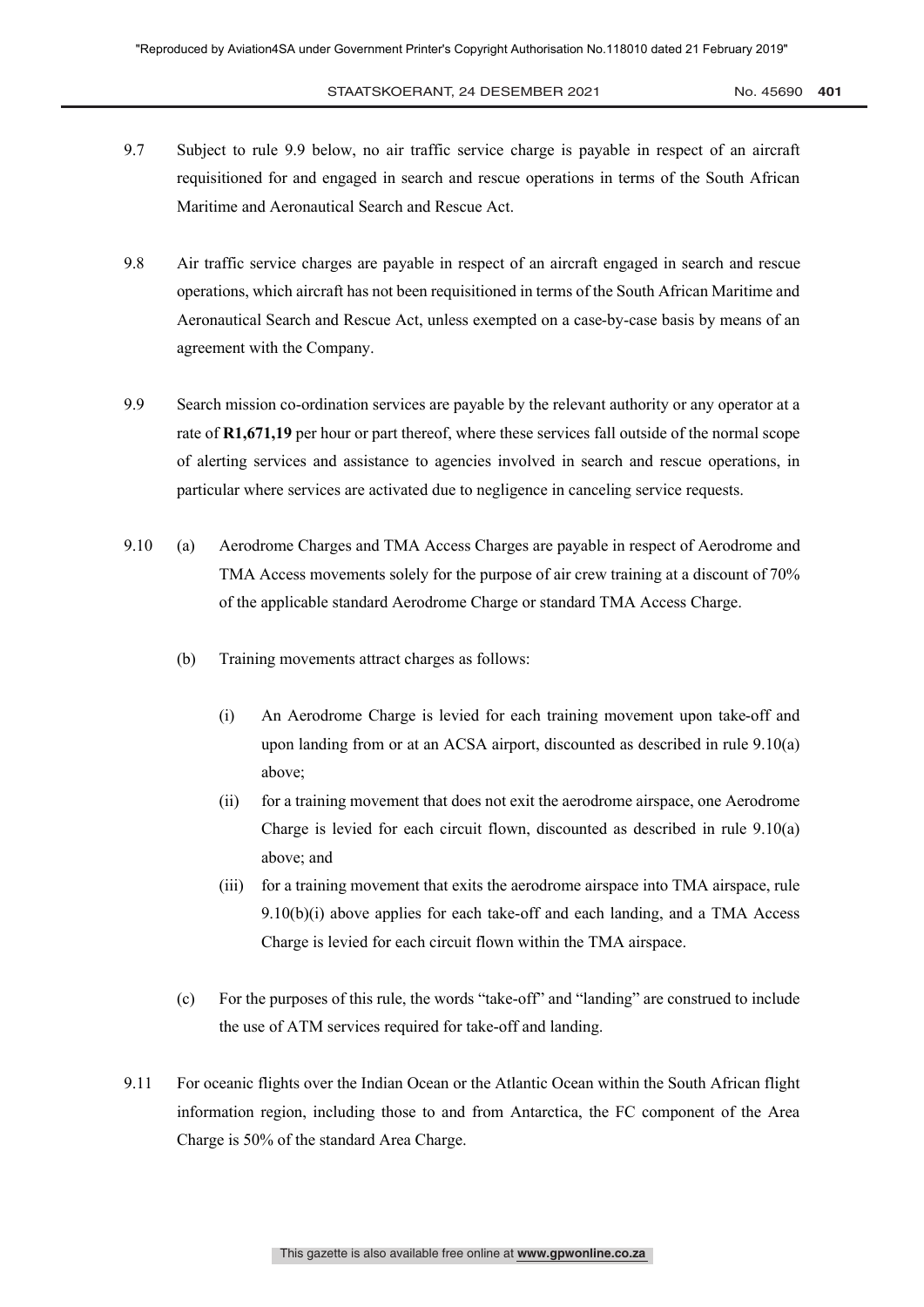9.7 Subject to rule 9.9 below, no air traffic service charge is payable in respect of an aircraft requisitioned for and engaged in search and rescue operations in terms of the South African Maritime and Aeronautical Search and Rescue Act.

9.8 Air traffic service charges are payable in respect of an aircraft engaged in search and rescue operations, which aircraft has not been requisitioned in terms of the South African Maritime and Aeronautical Search and Rescue Act, unless exempted on a case-by-case basis by means of an agreement with the Company.

9.9 Search mission co-ordination services are payable by the relevant authority or any operator at a rate of **R1,671,19** per hour or part thereof, where these services fall outside of the normal scope of alerting services and assistance to agencies involved in search and rescue operations, in particular where services are activated due to negligence in canceling service requests.

9.10 (a) Aerodrome Charges and TMA Access Charges are payable in respect of Aerodrome and TMA Access movements solely for the purpose of air crew training at a discount of 70% of the applicable standard Aerodrome Charge or standard TMA Access Charge.

(b) Training movements attract charges as follows:

(i) An Aerodrome Charge is levied for each training movement upon take-off and upon landing from or at an ACSA airport, discounted as described in rule 9.10(a) above;

(ii) for a training movement that does not exit the aerodrome airspace, one Aerodrome Charge is levied for each circuit flown, discounted as described in rule 9.10(a) above; and

(iii) for a training movement that exits the aerodrome airspace into TMA airspace, rule 9.10(b)(i) above applies for each take-off and each landing, and a TMA Access Charge is levied for each circuit flown within the TMA airspace.

(c) For the purposes of this rule, the words "take-off" and "landing" are construed to include the use of ATM services required for take-off and landing.

9.11 For oceanic flights over the Indian Ocean or the Atlantic Ocean within the South African flight information region, including those to and from Antarctica, the FC component of the Area Charge is 50% of the standard Area Charge.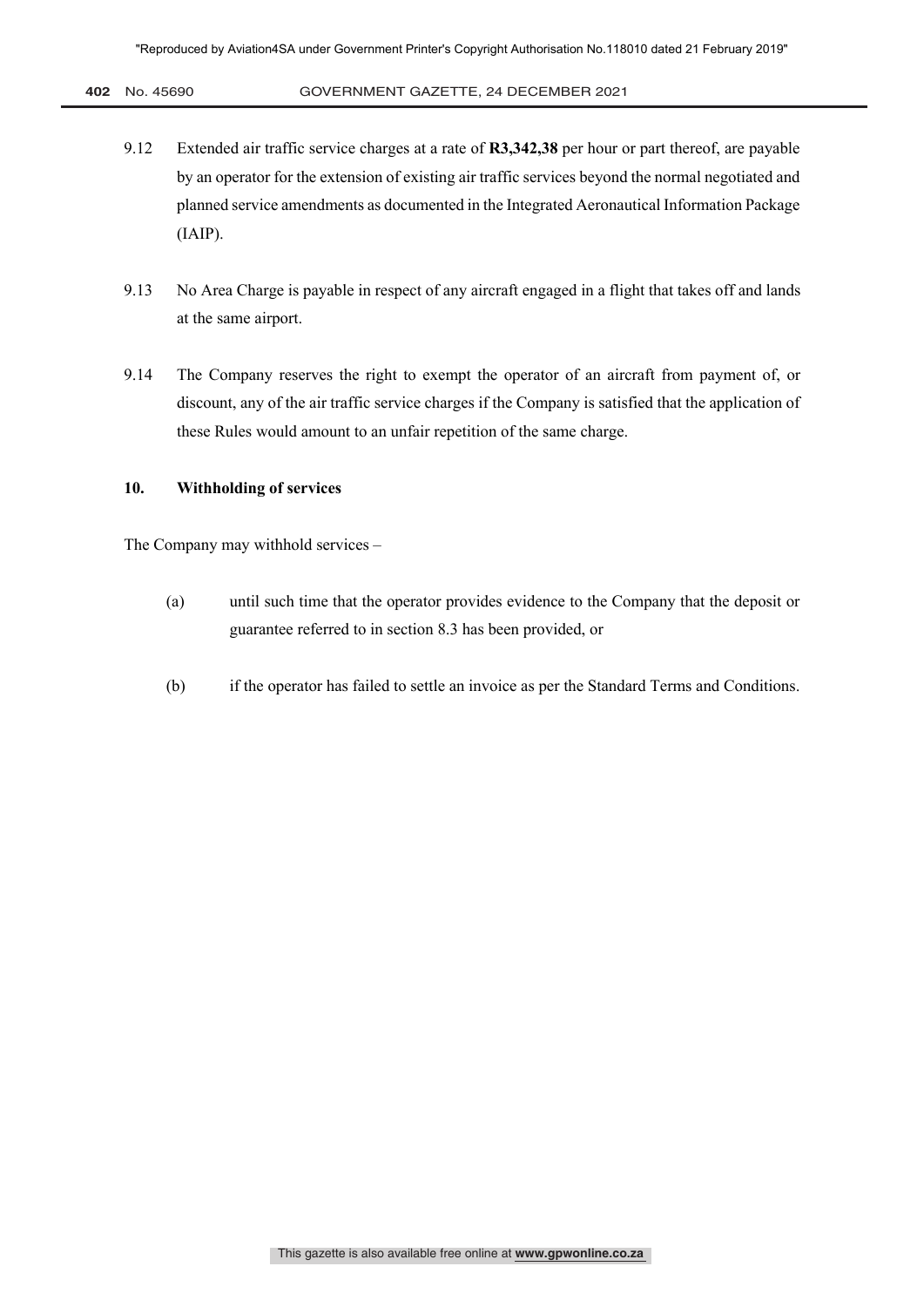9.12 Extended air traffic service charges at a rate of **R3,342,38** per hour or part thereof, are payable by an operator for the extension of existing air traffic services beyond the normal negotiated and planned service amendments as documented in the Integrated Aeronautical Information Package (IAIP).

9.13 No Area Charge is payable in respect of any aircraft engaged in a flight that takes off and lands at the same airport.

9.14 The Company reserves the right to exempt the operator of an aircraft from payment of, or discount, any of the air traffic service charges if the Company is satisfied that the application of these Rules would amount to an unfair repetition of the same charge.

## 10. Withholding of services

The Company may withhold services –

(a) until such time that the operator provides evidence to the Company that the deposit or guarantee referred to in section 8.3 has been provided, or

(b) if the operator has failed to settle an invoice as per the Standard Terms and Conditions.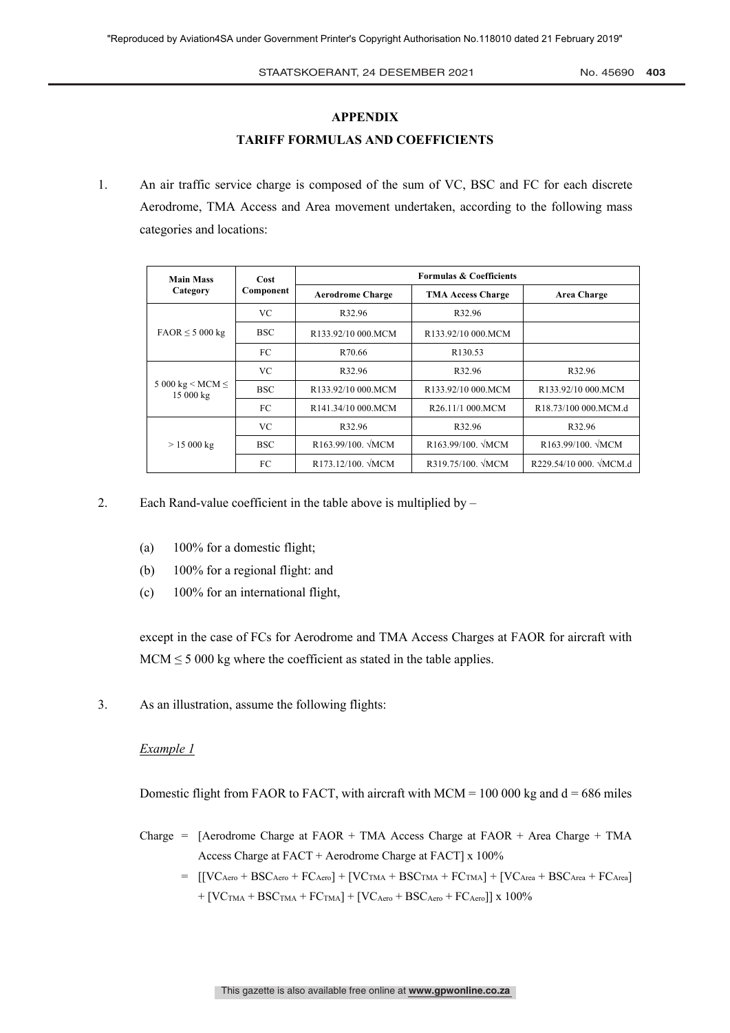## APPENDIX

## TARIFF FORMULAS AND COEFFICIENTS

1. An air traffic service charge is composed of the sum of VC, BSC and FC for each discrete Aerodrome, TMA Access and Area movement undertaken, according to the following mass categories and locations:

| Main Mass Category | Cost Component | Formulas & Coefficients | | |
|---|---|---|---|---|
| | | Aerodrome Charge | TMA Access Charge | Area Charge |
| FAOR ≤ 5 000 kg | VC | R32.96 | R32.96 | |
| | BSC | R133.92/10 000.MCM | R133.92/10 000.MCM | |
| | FC | R70.66 | R130.53 | |
| 5 000 kg < MCM ≤ 15 000 kg | VC | R32.96 | R32.96 | R32.96 |
| | BSC | R133.92/10 000.MCM | R133.92/10 000.MCM | R133.92/10 000.MCM |
| | FC | R141.34/10 000.MCM | R26.11/1 000.MCM | R18.73/100 000.MCM.d |
| > 15 000 kg | VC | R32.96 | R32.96 | R32.96 |
| | BSC | R163.99/100. √MCM | R163.99/100. √MCM | R163.99/100. √MCM |
| | FC | R173.12/100. √MCM | R319.75/100. √MCM | R229.54/10 000. √MCM.d |

2. Each Rand-value coefficient in the table above is multiplied by –

   (a) 100% for a domestic flight;

   (b) 100% for a regional flight: and

   (c) 100% for an international flight,

   except in the case of FCs for Aerodrome and TMA Access Charges at FAOR for aircraft with MCM ≤ 5 000 kg where the coefficient as stated in the table applies.

3. As an illustration, assume the following flights:

   *Example 1*

   Domestic flight from FAOR to FACT, with aircraft with MCM = 100 000 kg and d = 686 miles

   Charge = [Aerodrome Charge at FAOR + TMA Access Charge at FAOR + Area Charge + TMA Access Charge at FACT + Aerodrome Charge at FACT] x 100%

   = $[[VC_{Aero} + BSC_{Aero} + FC_{Aero}] + [VC_{TMA} + BSC_{TMA} + FC_{TMA}] + [VC_{Area} + BSC_{Area} + FC_{Area}] + [VC_{TMA} + BSC_{TMA} + FC_{TMA}] + [VC_{Aero} + BSC_{Aero} + FC_{Aero}]]$ x 100%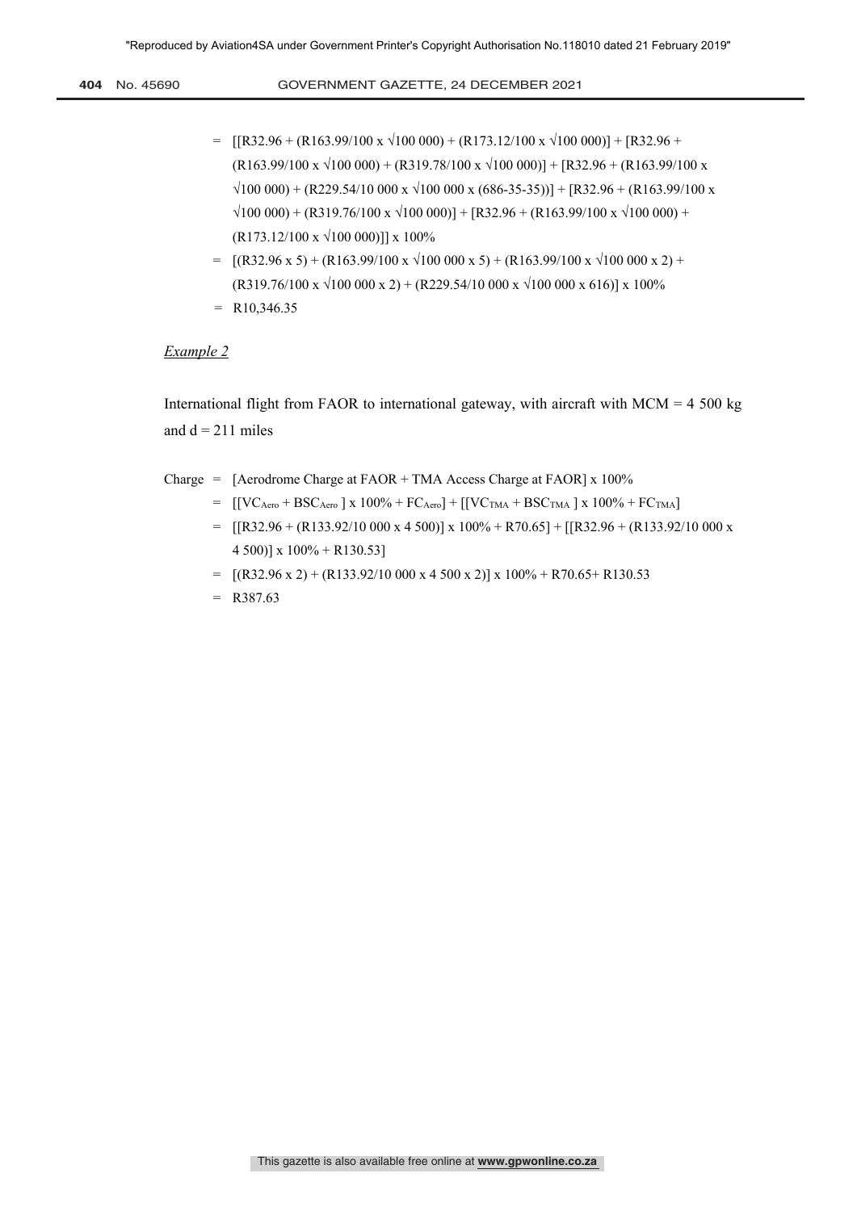= [[R32.96 + (R163.99/100 x √100 000) + (R173.12/100 x √100 000)] + [R32.96 + (R163.99/100 x √100 000) + (R319.78/100 x √100 000)] + [R32.96 + (R163.99/100 x √100 000) + (R229.54/10 000 x √100 000 x (686-35-35))] + [R32.96 + (R163.99/100 x √100 000) + (R319.76/100 x √100 000)] + [R32.96 + (R163.99/100 x √100 000) + (R173.12/100 x √100 000)]] x 100%

= [(R32.96 x 5) + (R163.99/100 x √100 000 x 5) + (R163.99/100 x √100 000 x 2) + (R319.76/100 x √100 000 x 2) + (R229.54/10 000 x √100 000 x 616)] x 100%

= R10,346.35

*Example 2*

International flight from FAOR to international gateway, with aircraft with MCM = 4 500 kg and d = 211 miles

Charge = [Aerodrome Charge at FAOR + TMA Access Charge at FAOR] x 100%

= [[$VC_{Aero}$ + $BSC_{Aero}$ ] x 100% + $FC_{Aero}$] + [[$VC_{TMA}$ + $BSC_{TMA}$ ] x 100% + $FC_{TMA}$]

= [[R32.96 + (R133.92/10 000 x 4 500)] x 100% + R70.65] + [[R32.96 + (R133.92/10 000 x 4 500)] x 100% + R130.53]

= [(R32.96 x 2) + (R133.92/10 000 x 4 500 x 2)] x 100% + R70.65+ R130.53

= R387.63